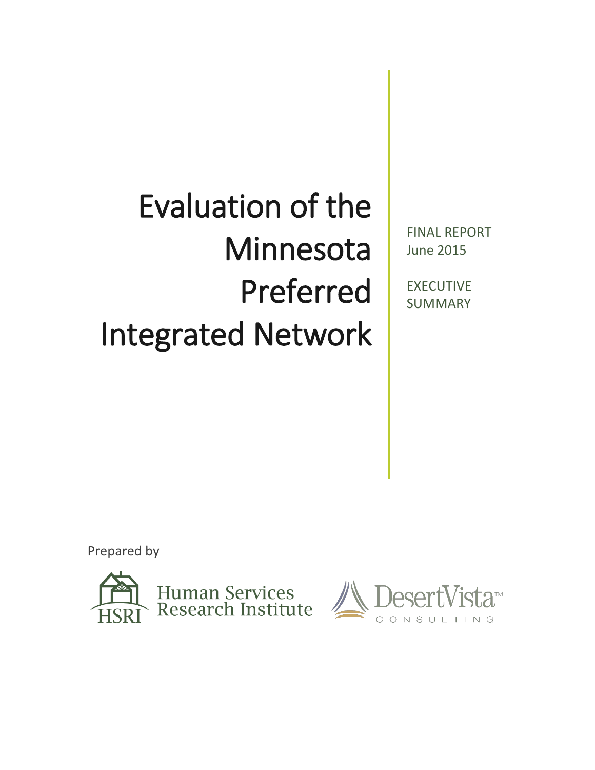# Evaluation of the Minnesota Preferred Integrated Network

FINAL REPORT
June 2015

EXECUTIVE SUMMARY

Prepared by

Human Services Research Institute

DesertVista CONSULTING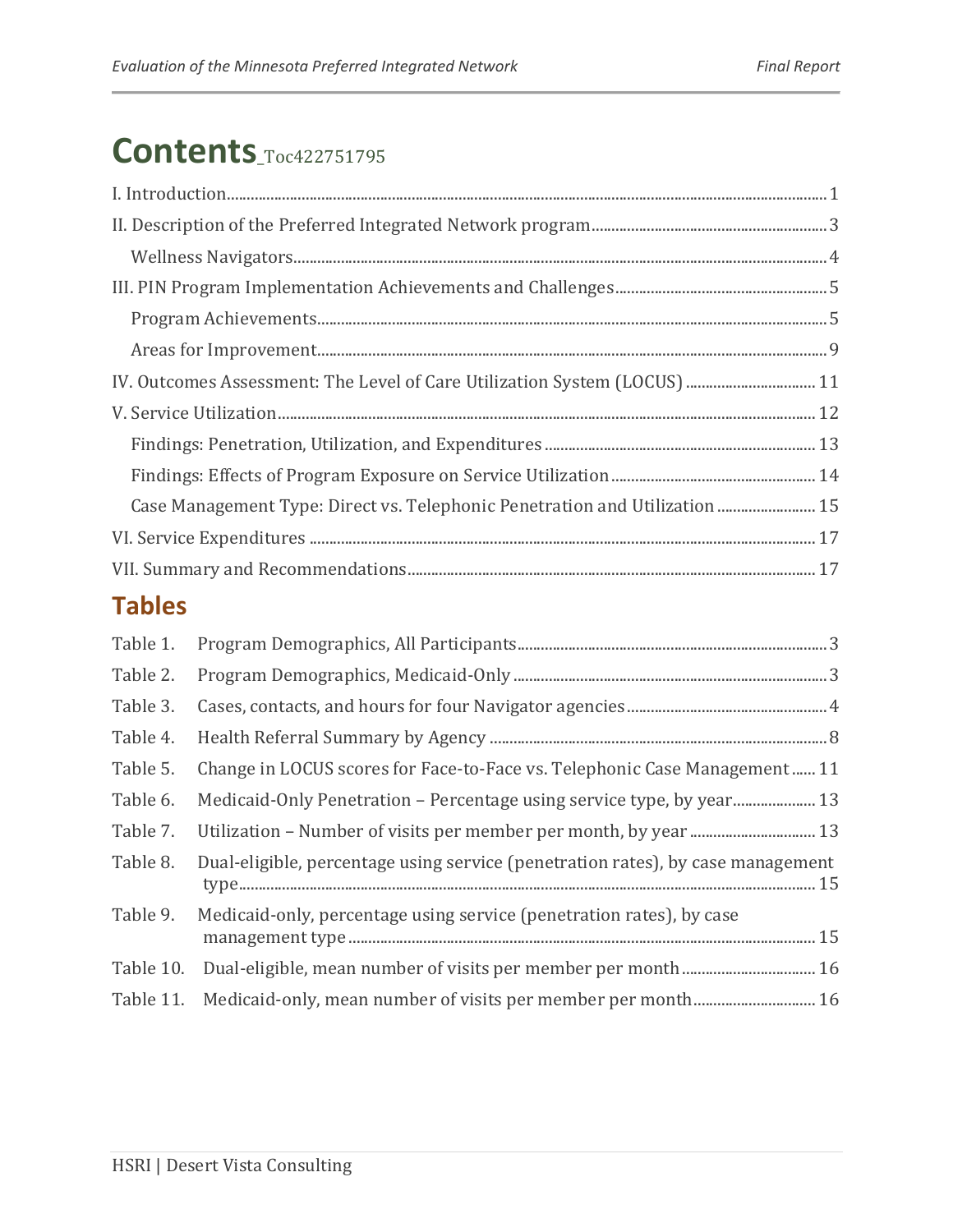# Contents_Toc422751795

I. Introduction ..... 1
II. Description of the Preferred Integrated Network program ..... 3
  Wellness Navigators ..... 4
III. PIN Program Implementation Achievements and Challenges ..... 5
  Program Achievements ..... 5
  Areas for Improvement ..... 9
IV. Outcomes Assessment: The Level of Care Utilization System (LOCUS) ..... 11
V. Service Utilization ..... 12
  Findings: Penetration, Utilization, and Expenditures ..... 13
  Findings: Effects of Program Exposure on Service Utilization ..... 14
  Case Management Type: Direct vs. Telephonic Penetration and Utilization ..... 15
VI. Service Expenditures ..... 17
VII. Summary and Recommendations ..... 17

## Tables

Table 1. Program Demographics, All Participants ..... 3
Table 2. Program Demographics, Medicaid-Only ..... 3
Table 3. Cases, contacts, and hours for four Navigator agencies ..... 4
Table 4. Health Referral Summary by Agency ..... 8
Table 5. Change in LOCUS scores for Face-to-Face vs. Telephonic Case Management ..... 11
Table 6. Medicaid-Only Penetration – Percentage using service type, by year ..... 13
Table 7. Utilization – Number of visits per member per month, by year ..... 13
Table 8. Dual-eligible, percentage using service (penetration rates), by case management type ..... 15
Table 9. Medicaid-only, percentage using service (penetration rates), by case management type ..... 15
Table 10. Dual-eligible, mean number of visits per member per month ..... 16
Table 11. Medicaid-only, mean number of visits per member per month ..... 16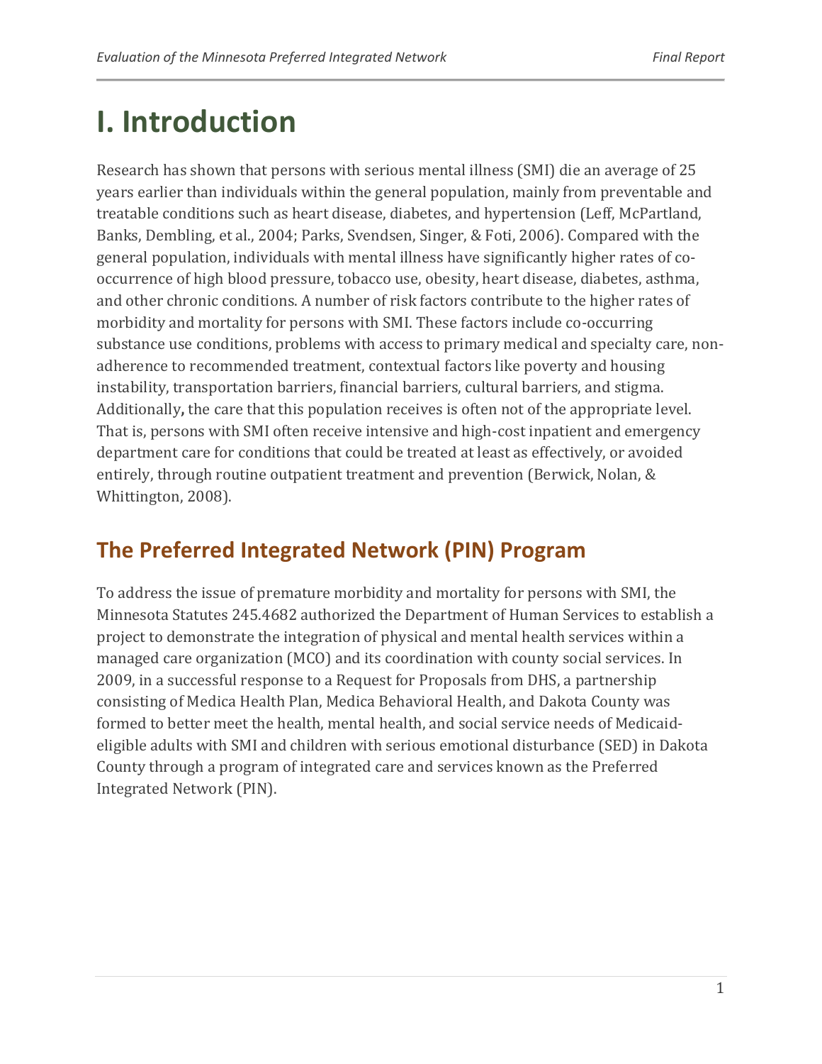# I. Introduction

Research has shown that persons with serious mental illness (SMI) die an average of 25 years earlier than individuals within the general population, mainly from preventable and treatable conditions such as heart disease, diabetes, and hypertension (Leff, McPartland, Banks, Dembling, et al., 2004; Parks, Svendsen, Singer, & Foti, 2006). Compared with the general population, individuals with mental illness have significantly higher rates of co-occurrence of high blood pressure, tobacco use, obesity, heart disease, diabetes, asthma, and other chronic conditions. A number of risk factors contribute to the higher rates of morbidity and mortality for persons with SMI. These factors include co-occurring substance use conditions, problems with access to primary medical and specialty care, non-adherence to recommended treatment, contextual factors like poverty and housing instability, transportation barriers, financial barriers, cultural barriers, and stigma. Additionally**,** the care that this population receives is often not of the appropriate level. That is, persons with SMI often receive intensive and high-cost inpatient and emergency department care for conditions that could be treated at least as effectively, or avoided entirely, through routine outpatient treatment and prevention (Berwick, Nolan, & Whittington, 2008).

## The Preferred Integrated Network (PIN) Program

To address the issue of premature morbidity and mortality for persons with SMI, the Minnesota Statutes 245.4682 authorized the Department of Human Services to establish a project to demonstrate the integration of physical and mental health services within a managed care organization (MCO) and its coordination with county social services. In 2009, in a successful response to a Request for Proposals from DHS, a partnership consisting of Medica Health Plan, Medica Behavioral Health, and Dakota County was formed to better meet the health, mental health, and social service needs of Medicaid-eligible adults with SMI and children with serious emotional disturbance (SED) in Dakota County through a program of integrated care and services known as the Preferred Integrated Network (PIN).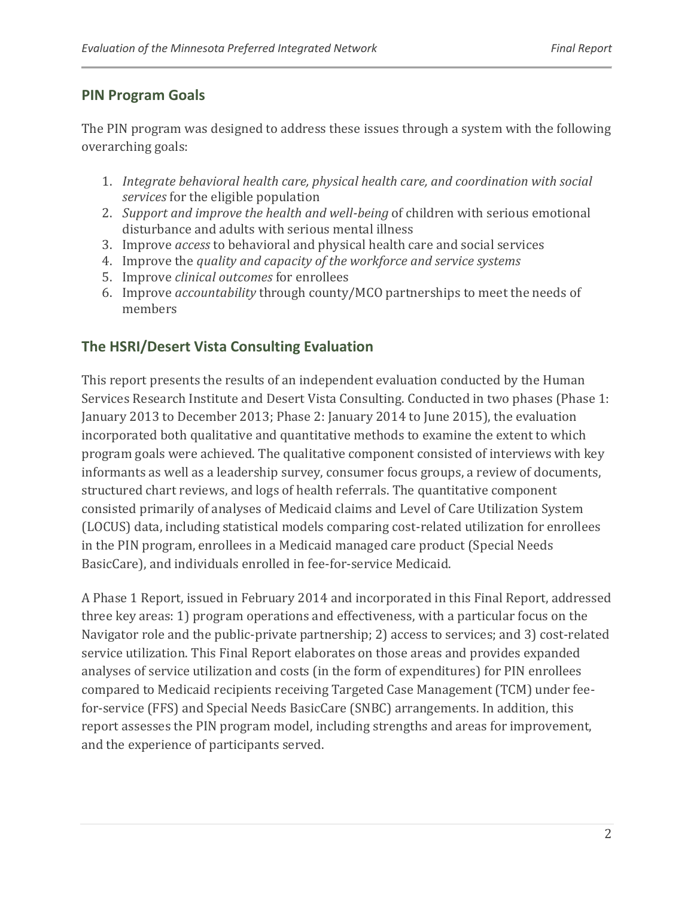## PIN Program Goals

The PIN program was designed to address these issues through a system with the following overarching goals:

1. *Integrate behavioral health care, physical health care, and coordination with social services* for the eligible population
2. *Support and improve the health and well-being* of children with serious emotional disturbance and adults with serious mental illness
3. Improve *access* to behavioral and physical health care and social services
4. Improve the *quality and capacity of the workforce and service systems*
5. Improve *clinical outcomes* for enrollees
6. Improve *accountability* through county/MCO partnerships to meet the needs of members

## The HSRI/Desert Vista Consulting Evaluation

This report presents the results of an independent evaluation conducted by the Human Services Research Institute and Desert Vista Consulting. Conducted in two phases (Phase 1: January 2013 to December 2013; Phase 2: January 2014 to June 2015), the evaluation incorporated both qualitative and quantitative methods to examine the extent to which program goals were achieved. The qualitative component consisted of interviews with key informants as well as a leadership survey, consumer focus groups, a review of documents, structured chart reviews, and logs of health referrals. The quantitative component consisted primarily of analyses of Medicaid claims and Level of Care Utilization System (LOCUS) data, including statistical models comparing cost-related utilization for enrollees in the PIN program, enrollees in a Medicaid managed care product (Special Needs BasicCare), and individuals enrolled in fee-for-service Medicaid.

A Phase 1 Report, issued in February 2014 and incorporated in this Final Report, addressed three key areas: 1) program operations and effectiveness, with a particular focus on the Navigator role and the public-private partnership; 2) access to services; and 3) cost-related service utilization. This Final Report elaborates on those areas and provides expanded analyses of service utilization and costs (in the form of expenditures) for PIN enrollees compared to Medicaid recipients receiving Targeted Case Management (TCM) under fee-for-service (FFS) and Special Needs BasicCare (SNBC) arrangements. In addition, this report assesses the PIN program model, including strengths and areas for improvement, and the experience of participants served.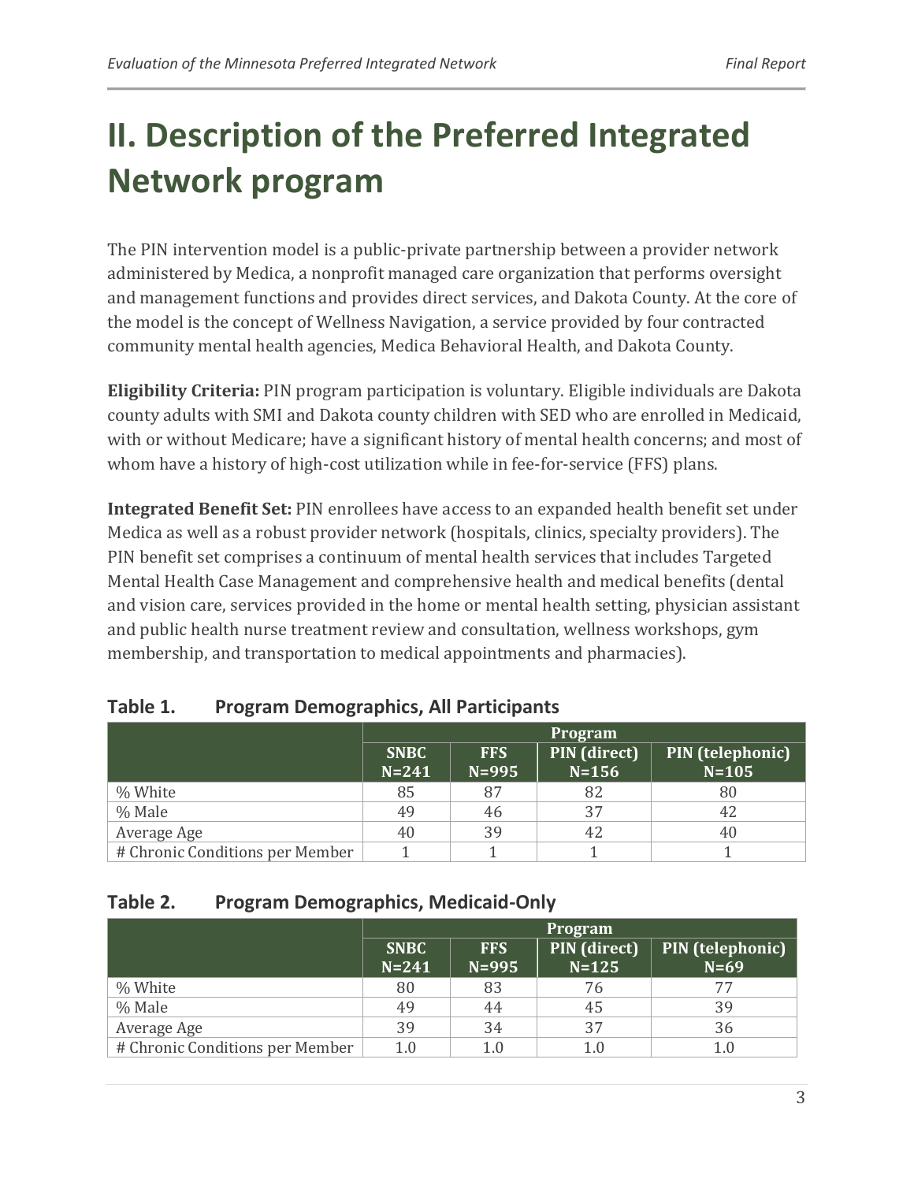# II. Description of the Preferred Integrated Network program

The PIN intervention model is a public-private partnership between a provider network administered by Medica, a nonprofit managed care organization that performs oversight and management functions and provides direct services, and Dakota County. At the core of the model is the concept of Wellness Navigation, a service provided by four contracted community mental health agencies, Medica Behavioral Health, and Dakota County.

**Eligibility Criteria:** PIN program participation is voluntary. Eligible individuals are Dakota county adults with SMI and Dakota county children with SED who are enrolled in Medicaid, with or without Medicare; have a significant history of mental health concerns; and most of whom have a history of high-cost utilization while in fee-for-service (FFS) plans.

**Integrated Benefit Set:** PIN enrollees have access to an expanded health benefit set under Medica as well as a robust provider network (hospitals, clinics, specialty providers). The PIN benefit set comprises a continuum of mental health services that includes Targeted Mental Health Case Management and comprehensive health and medical benefits (dental and vision care, services provided in the home or mental health setting, physician assistant and public health nurse treatment review and consultation, wellness workshops, gym membership, and transportation to medical appointments and pharmacies).

**Table 1. Program Demographics, All Participants**

| | Program | | | |
|---|---|---|---|---|
| | SNBC N=241 | FFS N=995 | PIN (direct) N=156 | PIN (telephonic) N=105 |
| % White | 85 | 87 | 82 | 80 |
| % Male | 49 | 46 | 37 | 42 |
| Average Age | 40 | 39 | 42 | 40 |
| # Chronic Conditions per Member | 1 | 1 | 1 | 1 |

**Table 2. Program Demographics, Medicaid-Only**

| | Program | | | |
|---|---|---|---|---|
| | SNBC N=241 | FFS N=995 | PIN (direct) N=125 | PIN (telephonic) N=69 |
| % White | 80 | 83 | 76 | 77 |
| % Male | 49 | 44 | 45 | 39 |
| Average Age | 39 | 34 | 37 | 36 |
| # Chronic Conditions per Member | 1.0 | 1.0 | 1.0 | 1.0 |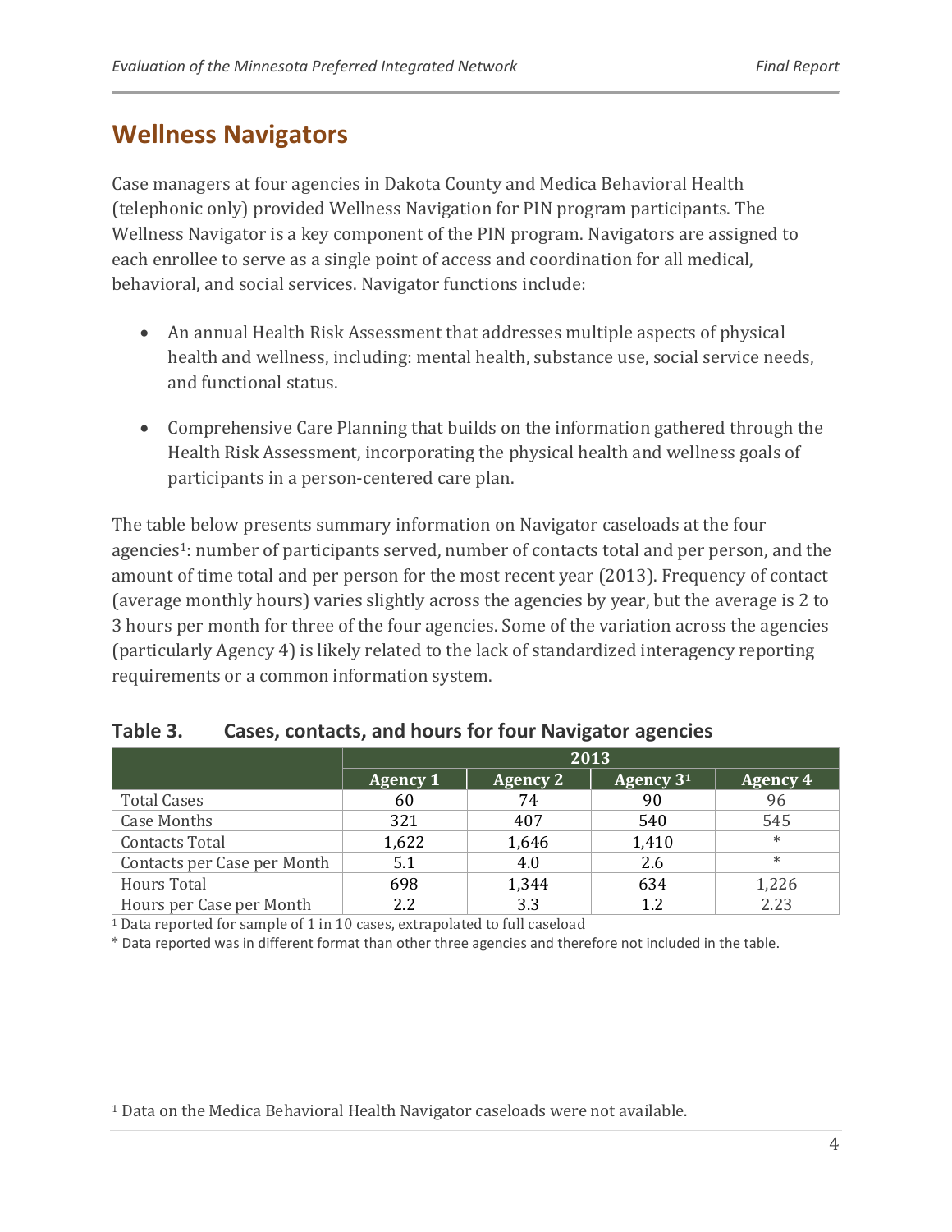## Wellness Navigators

Case managers at four agencies in Dakota County and Medica Behavioral Health (telephonic only) provided Wellness Navigation for PIN program participants. The Wellness Navigator is a key component of the PIN program. Navigators are assigned to each enrollee to serve as a single point of access and coordination for all medical, behavioral, and social services. Navigator functions include:

- An annual Health Risk Assessment that addresses multiple aspects of physical health and wellness, including: mental health, substance use, social service needs, and functional status.
- Comprehensive Care Planning that builds on the information gathered through the Health Risk Assessment, incorporating the physical health and wellness goals of participants in a person-centered care plan.

The table below presents summary information on Navigator caseloads at the four agencies[1]: number of participants served, number of contacts total and per person, and the amount of time total and per person for the most recent year (2013). Frequency of contact (average monthly hours) varies slightly across the agencies by year, but the average is 2 to 3 hours per month for three of the four agencies. Some of the variation across the agencies (particularly Agency 4) is likely related to the lack of standardized interagency reporting requirements or a common information system.

**Table 3. Cases, contacts, and hours for four Navigator agencies**

| | 2013 | | | |
|---|---|---|---|---|
| | Agency 1 | Agency 2 | Agency 3[1] | Agency 4 |
| Total Cases | 60 | 74 | 90 | 96 |
| Case Months | 321 | 407 | 540 | 545 |
| Contacts Total | 1,622 | 1,646 | 1,410 | * |
| Contacts per Case per Month | 5.1 | 4.0 | 2.6 | * |
| Hours Total | 698 | 1,344 | 634 | 1,226 |
| Hours per Case per Month | 2.2 | 3.3 | 1.2 | 2.23 |

[1] Data reported for sample of 1 in 10 cases, extrapolated to full caseload

* Data reported was in different format than other three agencies and therefore not included in the table.

---

[1] Data on the Medica Behavioral Health Navigator caseloads were not available.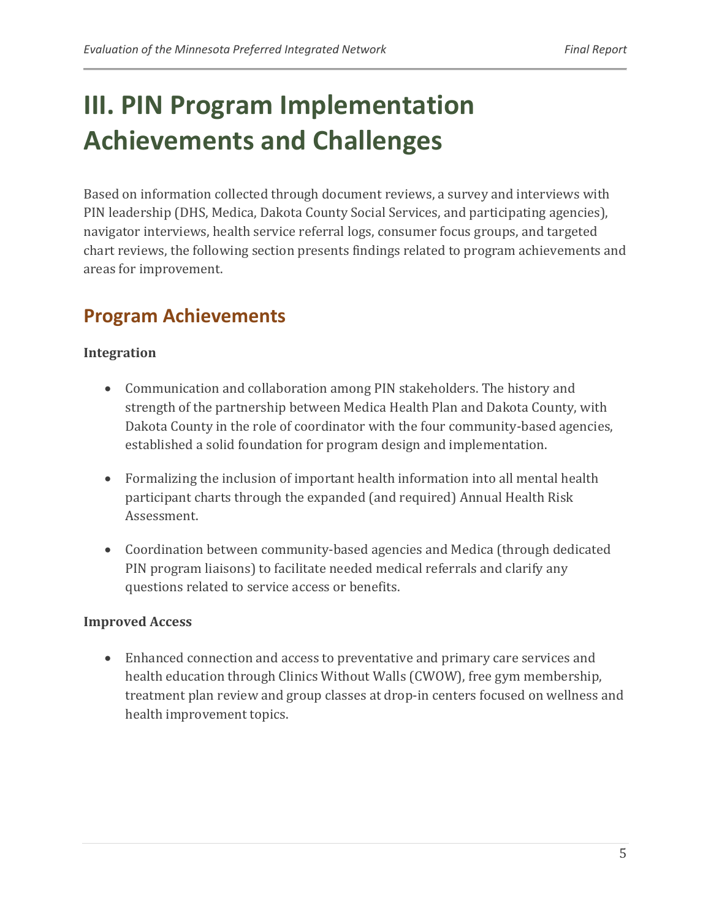# III. PIN Program Implementation Achievements and Challenges

Based on information collected through document reviews, a survey and interviews with PIN leadership (DHS, Medica, Dakota County Social Services, and participating agencies), navigator interviews, health service referral logs, consumer focus groups, and targeted chart reviews, the following section presents findings related to program achievements and areas for improvement.

## Program Achievements

**Integration**

- Communication and collaboration among PIN stakeholders. The history and strength of the partnership between Medica Health Plan and Dakota County, with Dakota County in the role of coordinator with the four community-based agencies, established a solid foundation for program design and implementation.
- Formalizing the inclusion of important health information into all mental health participant charts through the expanded (and required) Annual Health Risk Assessment.
- Coordination between community-based agencies and Medica (through dedicated PIN program liaisons) to facilitate needed medical referrals and clarify any questions related to service access or benefits.

**Improved Access**

- Enhanced connection and access to preventative and primary care services and health education through Clinics Without Walls (CWOW), free gym membership, treatment plan review and group classes at drop-in centers focused on wellness and health improvement topics.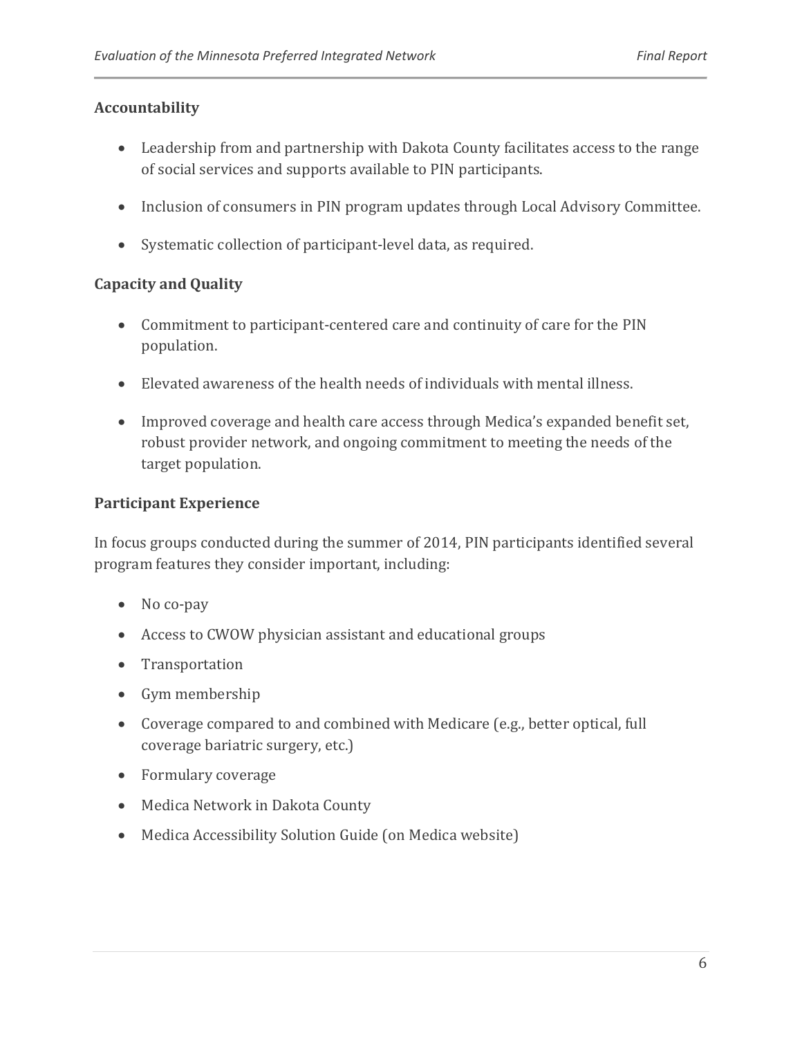### Accountability

- Leadership from and partnership with Dakota County facilitates access to the range of social services and supports available to PIN participants.
- Inclusion of consumers in PIN program updates through Local Advisory Committee.
- Systematic collection of participant-level data, as required.

### Capacity and Quality

- Commitment to participant-centered care and continuity of care for the PIN population.
- Elevated awareness of the health needs of individuals with mental illness.
- Improved coverage and health care access through Medica's expanded benefit set, robust provider network, and ongoing commitment to meeting the needs of the target population.

### Participant Experience

In focus groups conducted during the summer of 2014, PIN participants identified several program features they consider important, including:

- No co-pay
- Access to CWOW physician assistant and educational groups
- Transportation
- Gym membership
- Coverage compared to and combined with Medicare (e.g., better optical, full coverage bariatric surgery, etc.)
- Formulary coverage
- Medica Network in Dakota County
- Medica Accessibility Solution Guide (on Medica website)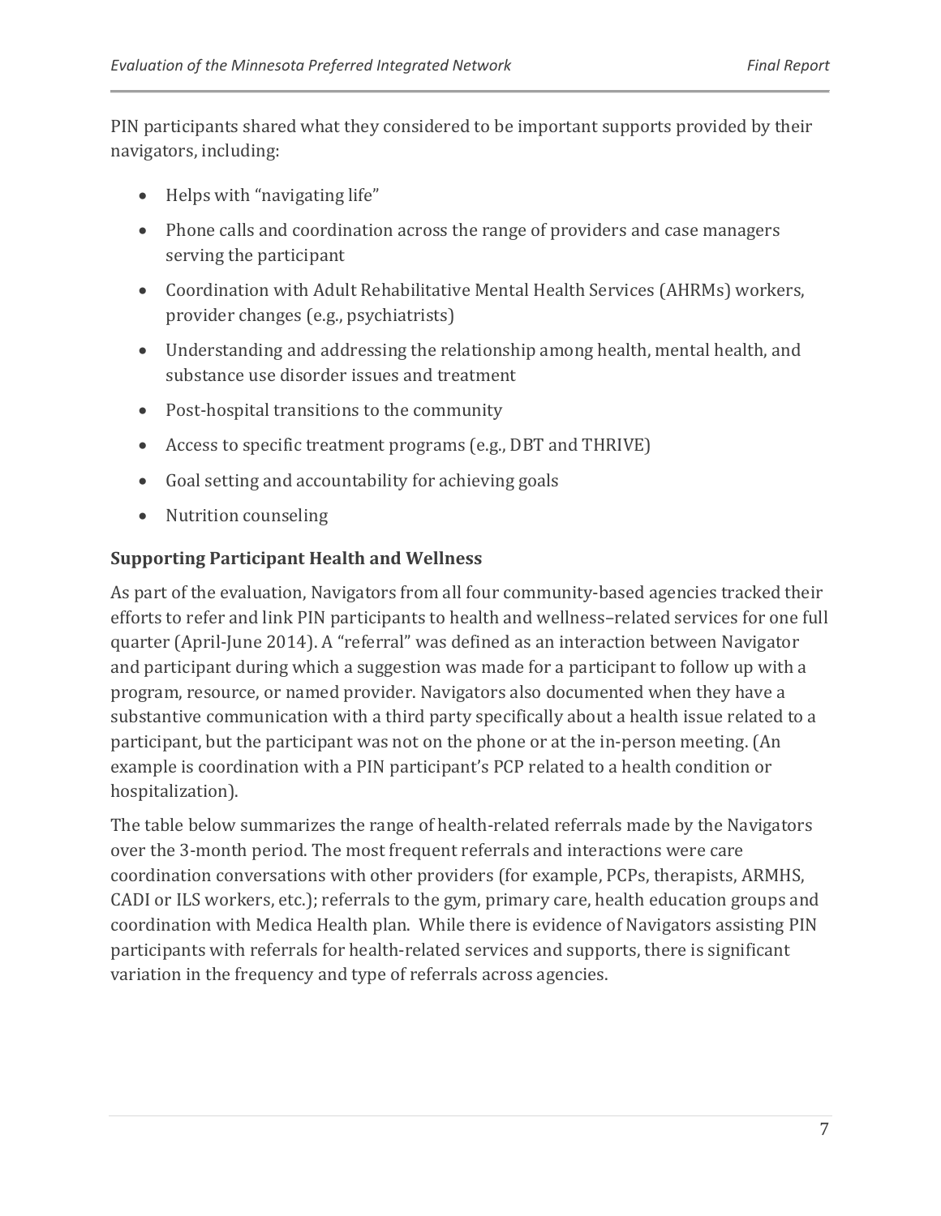PIN participants shared what they considered to be important supports provided by their navigators, including:

- Helps with "navigating life"
- Phone calls and coordination across the range of providers and case managers serving the participant
- Coordination with Adult Rehabilitative Mental Health Services (AHRMs) workers, provider changes (e.g., psychiatrists)
- Understanding and addressing the relationship among health, mental health, and substance use disorder issues and treatment
- Post-hospital transitions to the community
- Access to specific treatment programs (e.g., DBT and THRIVE)
- Goal setting and accountability for achieving goals
- Nutrition counseling

### Supporting Participant Health and Wellness

As part of the evaluation, Navigators from all four community-based agencies tracked their efforts to refer and link PIN participants to health and wellness–related services for one full quarter (April-June 2014). A "referral" was defined as an interaction between Navigator and participant during which a suggestion was made for a participant to follow up with a program, resource, or named provider. Navigators also documented when they have a substantive communication with a third party specifically about a health issue related to a participant, but the participant was not on the phone or at the in-person meeting. (An example is coordination with a PIN participant's PCP related to a health condition or hospitalization).

The table below summarizes the range of health-related referrals made by the Navigators over the 3-month period. The most frequent referrals and interactions were care coordination conversations with other providers (for example, PCPs, therapists, ARMHS, CADI or ILS workers, etc.); referrals to the gym, primary care, health education groups and coordination with Medica Health plan. While there is evidence of Navigators assisting PIN participants with referrals for health-related services and supports, there is significant variation in the frequency and type of referrals across agencies.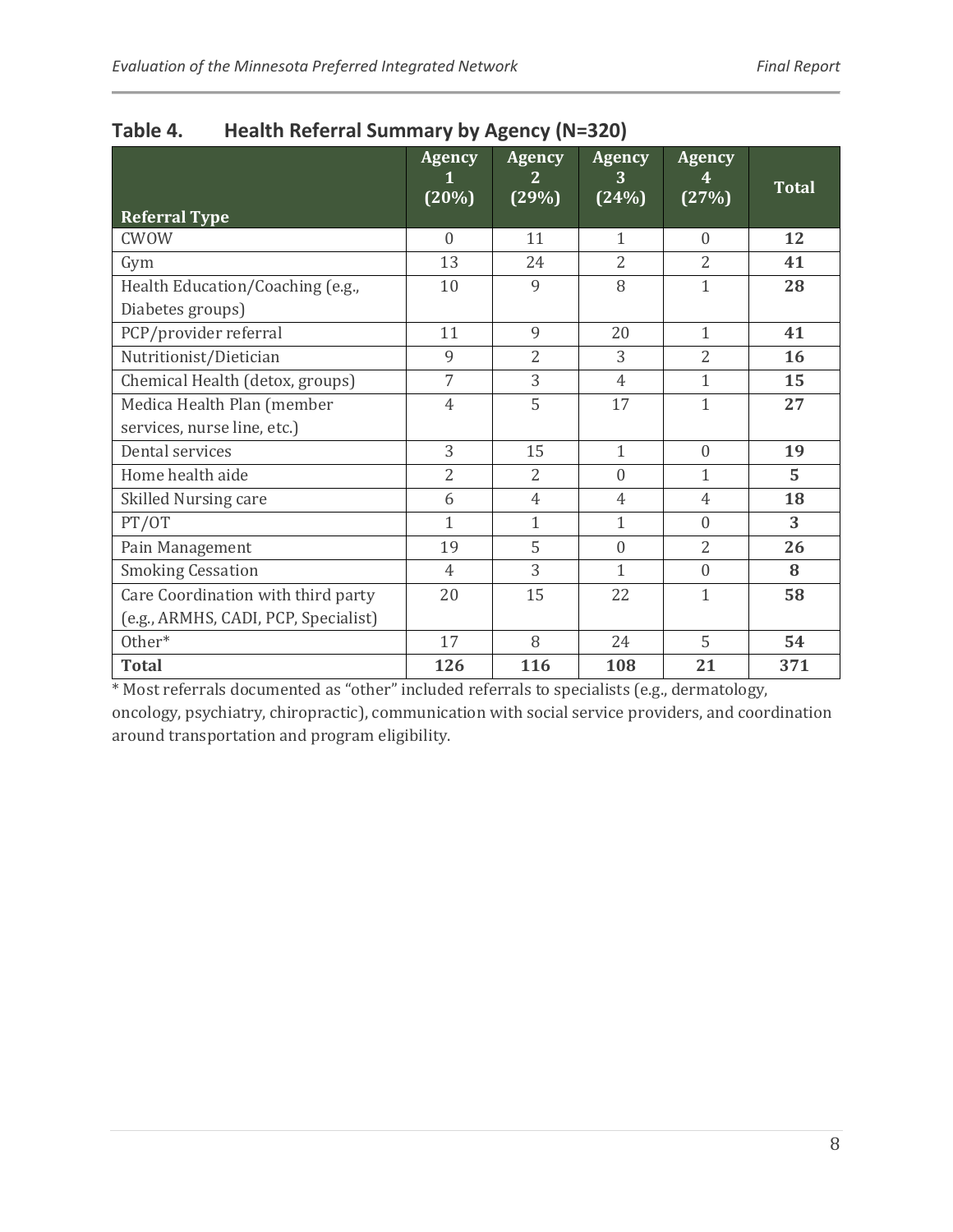**Table 4. Health Referral Summary by Agency (N=320)**

| Referral Type | Agency 1 (20%) | Agency 2 (29%) | Agency 3 (24%) | Agency 4 (27%) | Total |
|---|---|---|---|---|---|
| CWOW | 0 | 11 | 1 | 0 | **12** |
| Gym | 13 | 24 | 2 | 2 | **41** |
| Health Education/Coaching (e.g., Diabetes groups) | 10 | 9 | 8 | 1 | **28** |
| PCP/provider referral | 11 | 9 | 20 | 1 | **41** |
| Nutritionist/Dietician | 9 | 2 | 3 | 2 | **16** |
| Chemical Health (detox, groups) | 7 | 3 | 4 | 1 | **15** |
| Medica Health Plan (member services, nurse line, etc.) | 4 | 5 | 17 | 1 | **27** |
| Dental services | 3 | 15 | 1 | 0 | **19** |
| Home health aide | 2 | 2 | 0 | 1 | **5** |
| Skilled Nursing care | 6 | 4 | 4 | 4 | **18** |
| PT/OT | 1 | 1 | 1 | 0 | **3** |
| Pain Management | 19 | 5 | 0 | 2 | **26** |
| Smoking Cessation | 4 | 3 | 1 | 0 | **8** |
| Care Coordination with third party (e.g., ARMHS, CADI, PCP, Specialist) | 20 | 15 | 22 | 1 | **58** |
| Other* | 17 | 8 | 24 | 5 | **54** |
| **Total** | **126** | **116** | **108** | **21** | **371** |

* Most referrals documented as "other" included referrals to specialists (e.g., dermatology, oncology, psychiatry, chiropractic), communication with social service providers, and coordination around transportation and program eligibility.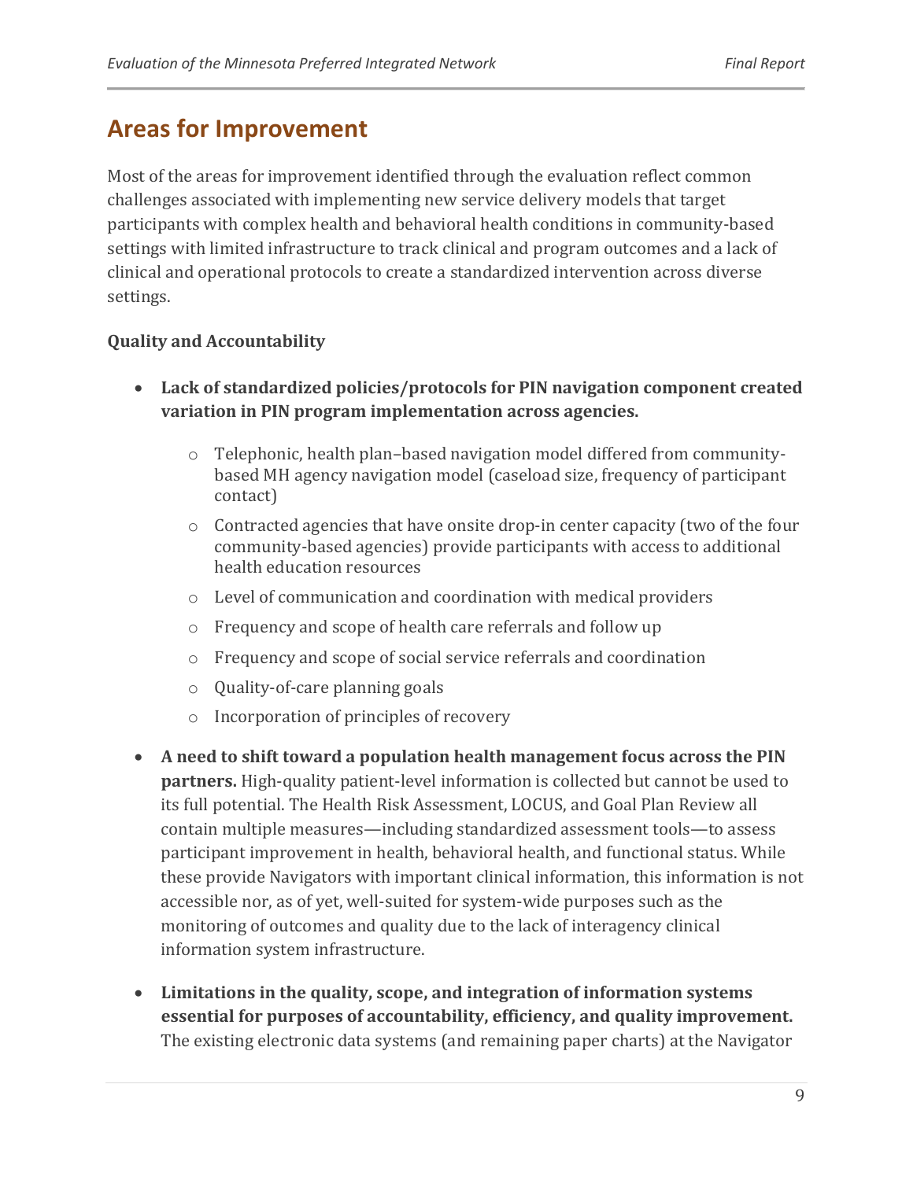## Areas for Improvement

Most of the areas for improvement identified through the evaluation reflect common challenges associated with implementing new service delivery models that target participants with complex health and behavioral health conditions in community-based settings with limited infrastructure to track clinical and program outcomes and a lack of clinical and operational protocols to create a standardized intervention across diverse settings.

**Quality and Accountability**

- **Lack of standardized policies/protocols for PIN navigation component created variation in PIN program implementation across agencies.**
  - Telephonic, health plan–based navigation model differed from community-based MH agency navigation model (caseload size, frequency of participant contact)
  - Contracted agencies that have onsite drop-in center capacity (two of the four community-based agencies) provide participants with access to additional health education resources
  - Level of communication and coordination with medical providers
  - Frequency and scope of health care referrals and follow up
  - Frequency and scope of social service referrals and coordination
  - Quality-of-care planning goals
  - Incorporation of principles of recovery
- **A need to shift toward a population health management focus across the PIN partners.** High-quality patient-level information is collected but cannot be used to its full potential. The Health Risk Assessment, LOCUS, and Goal Plan Review all contain multiple measures—including standardized assessment tools—to assess participant improvement in health, behavioral health, and functional status. While these provide Navigators with important clinical information, this information is not accessible nor, as of yet, well-suited for system-wide purposes such as the monitoring of outcomes and quality due to the lack of interagency clinical information system infrastructure.
- **Limitations in the quality, scope, and integration of information systems essential for purposes of accountability, efficiency, and quality improvement.** The existing electronic data systems (and remaining paper charts) at the Navigator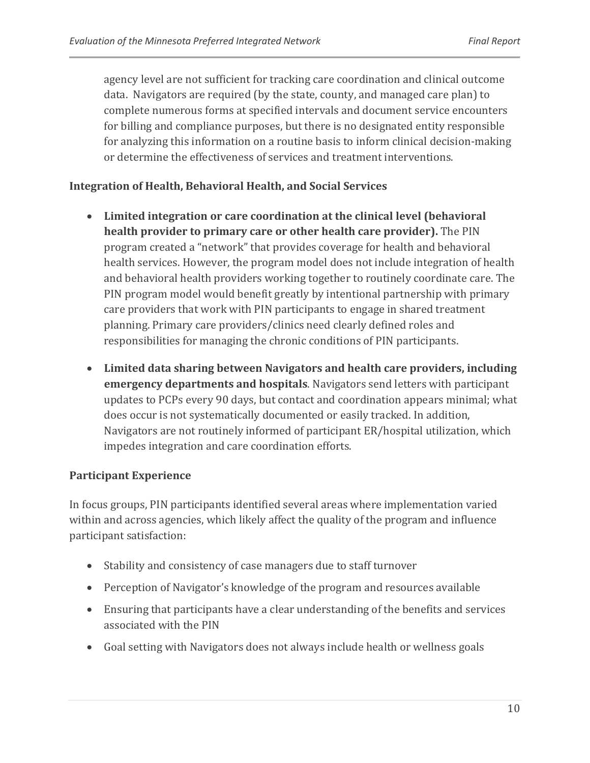agency level are not sufficient for tracking care coordination and clinical outcome data. Navigators are required (by the state, county, and managed care plan) to complete numerous forms at specified intervals and document service encounters for billing and compliance purposes, but there is no designated entity responsible for analyzing this information on a routine basis to inform clinical decision-making or determine the effectiveness of services and treatment interventions.

### Integration of Health, Behavioral Health, and Social Services

- **Limited integration or care coordination at the clinical level (behavioral health provider to primary care or other health care provider).** The PIN program created a "network" that provides coverage for health and behavioral health services. However, the program model does not include integration of health and behavioral health providers working together to routinely coordinate care. The PIN program model would benefit greatly by intentional partnership with primary care providers that work with PIN participants to engage in shared treatment planning. Primary care providers/clinics need clearly defined roles and responsibilities for managing the chronic conditions of PIN participants.

- **Limited data sharing between Navigators and health care providers, including emergency departments and hospitals**. Navigators send letters with participant updates to PCPs every 90 days, but contact and coordination appears minimal; what does occur is not systematically documented or easily tracked. In addition, Navigators are not routinely informed of participant ER/hospital utilization, which impedes integration and care coordination efforts.

### Participant Experience

In focus groups, PIN participants identified several areas where implementation varied within and across agencies, which likely affect the quality of the program and influence participant satisfaction:

- Stability and consistency of case managers due to staff turnover
- Perception of Navigator's knowledge of the program and resources available
- Ensuring that participants have a clear understanding of the benefits and services associated with the PIN
- Goal setting with Navigators does not always include health or wellness goals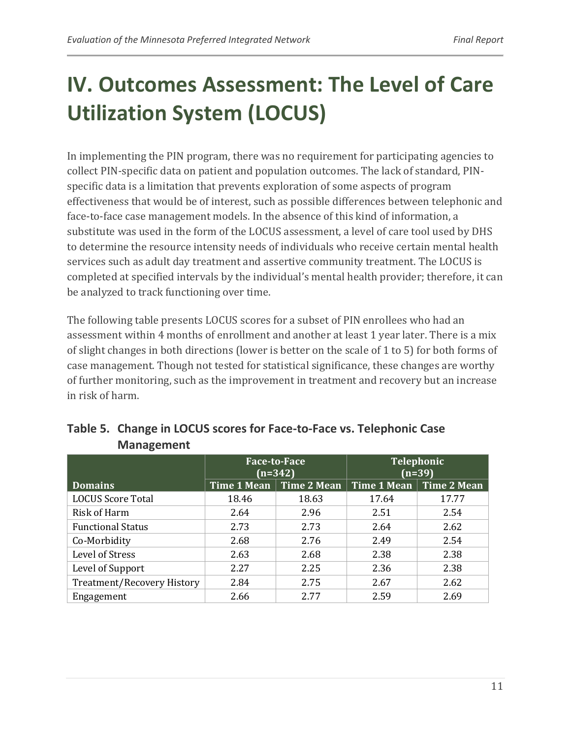# IV. Outcomes Assessment: The Level of Care Utilization System (LOCUS)

In implementing the PIN program, there was no requirement for participating agencies to collect PIN-specific data on patient and population outcomes. The lack of standard, PIN-specific data is a limitation that prevents exploration of some aspects of program effectiveness that would be of interest, such as possible differences between telephonic and face-to-face case management models. In the absence of this kind of information, a substitute was used in the form of the LOCUS assessment, a level of care tool used by DHS to determine the resource intensity needs of individuals who receive certain mental health services such as adult day treatment and assertive community treatment. The LOCUS is completed at specified intervals by the individual's mental health provider; therefore, it can be analyzed to track functioning over time.

The following table presents LOCUS scores for a subset of PIN enrollees who had an assessment within 4 months of enrollment and another at least 1 year later. There is a mix of slight changes in both directions (lower is better on the scale of 1 to 5) for both forms of case management. Though not tested for statistical significance, these changes are worthy of further monitoring, such as the improvement in treatment and recovery but an increase in risk of harm.

**Table 5. Change in LOCUS scores for Face-to-Face vs. Telephonic Case Management**

| | Face-to-Face (n=342) | | Telephonic (n=39) | |
|---|---|---|---|---|
| **Domains** | **Time 1 Mean** | **Time 2 Mean** | **Time 1 Mean** | **Time 2 Mean** |
| LOCUS Score Total | 18.46 | 18.63 | 17.64 | 17.77 |
| Risk of Harm | 2.64 | 2.96 | 2.51 | 2.54 |
| Functional Status | 2.73 | 2.73 | 2.64 | 2.62 |
| Co-Morbidity | 2.68 | 2.76 | 2.49 | 2.54 |
| Level of Stress | 2.63 | 2.68 | 2.38 | 2.38 |
| Level of Support | 2.27 | 2.25 | 2.36 | 2.38 |
| Treatment/Recovery History | 2.84 | 2.75 | 2.67 | 2.62 |
| Engagement | 2.66 | 2.77 | 2.59 | 2.69 |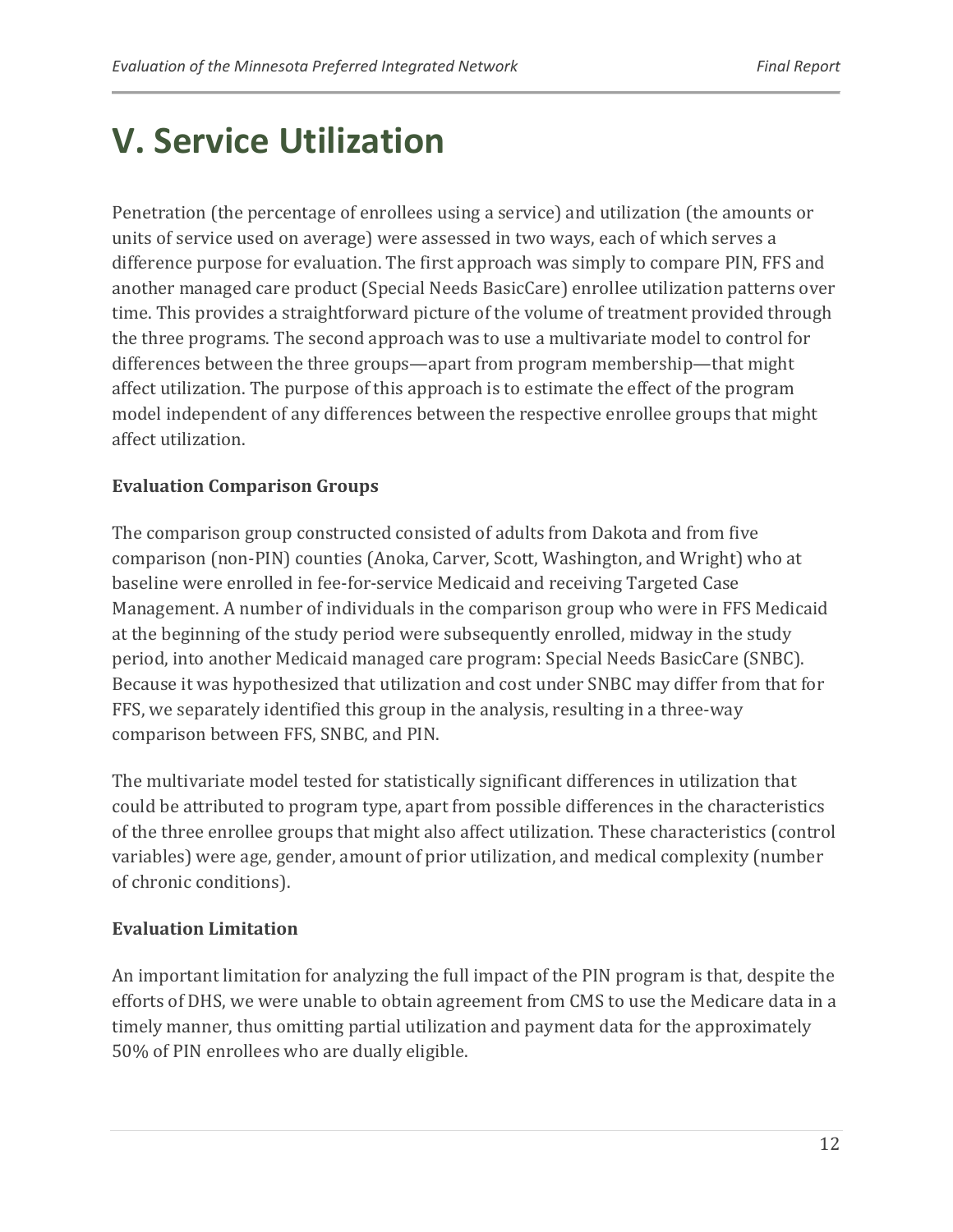# V. Service Utilization

Penetration (the percentage of enrollees using a service) and utilization (the amounts or units of service used on average) were assessed in two ways, each of which serves a difference purpose for evaluation. The first approach was simply to compare PIN, FFS and another managed care product (Special Needs BasicCare) enrollee utilization patterns over time. This provides a straightforward picture of the volume of treatment provided through the three programs. The second approach was to use a multivariate model to control for differences between the three groups—apart from program membership—that might affect utilization. The purpose of this approach is to estimate the effect of the program model independent of any differences between the respective enrollee groups that might affect utilization.

**Evaluation Comparison Groups**

The comparison group constructed consisted of adults from Dakota and from five comparison (non-PIN) counties (Anoka, Carver, Scott, Washington, and Wright) who at baseline were enrolled in fee-for-service Medicaid and receiving Targeted Case Management. A number of individuals in the comparison group who were in FFS Medicaid at the beginning of the study period were subsequently enrolled, midway in the study period, into another Medicaid managed care program: Special Needs BasicCare (SNBC). Because it was hypothesized that utilization and cost under SNBC may differ from that for FFS, we separately identified this group in the analysis, resulting in a three-way comparison between FFS, SNBC, and PIN.

The multivariate model tested for statistically significant differences in utilization that could be attributed to program type, apart from possible differences in the characteristics of the three enrollee groups that might also affect utilization. These characteristics (control variables) were age, gender, amount of prior utilization, and medical complexity (number of chronic conditions).

**Evaluation Limitation**

An important limitation for analyzing the full impact of the PIN program is that, despite the efforts of DHS, we were unable to obtain agreement from CMS to use the Medicare data in a timely manner, thus omitting partial utilization and payment data for the approximately 50% of PIN enrollees who are dually eligible.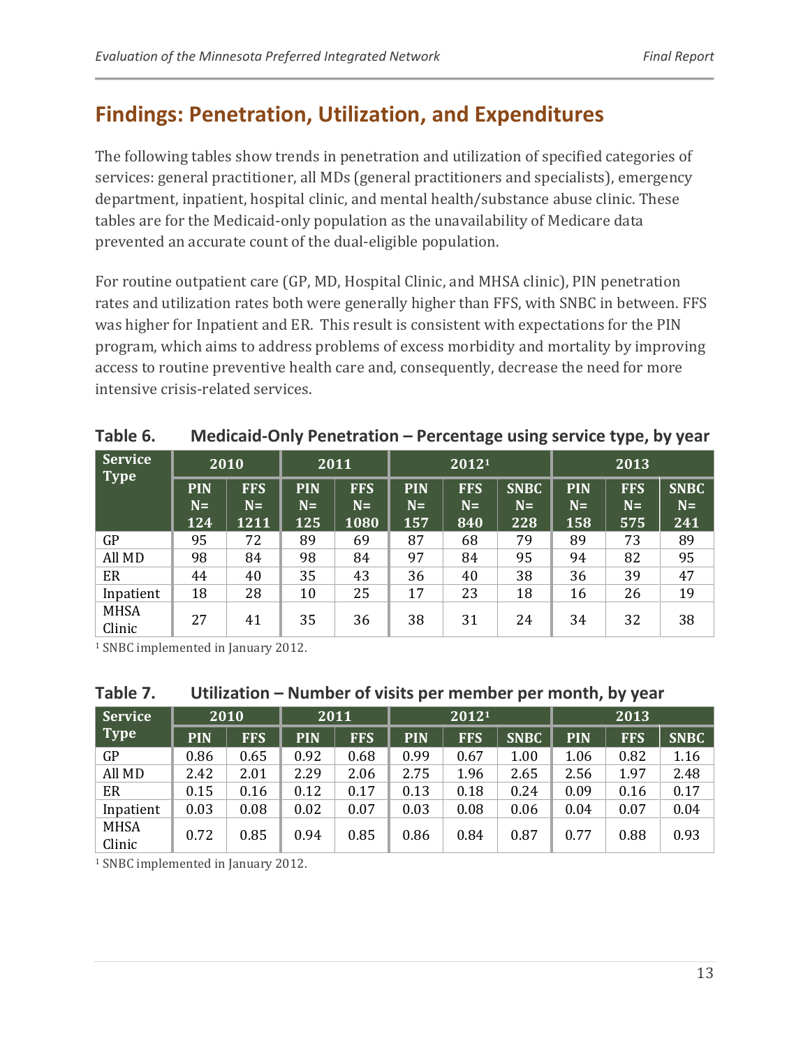## Findings: Penetration, Utilization, and Expenditures

The following tables show trends in penetration and utilization of specified categories of services: general practitioner, all MDs (general practitioners and specialists), emergency department, inpatient, hospital clinic, and mental health/substance abuse clinic. These tables are for the Medicaid-only population as the unavailability of Medicare data prevented an accurate count of the dual-eligible population.

For routine outpatient care (GP, MD, Hospital Clinic, and MHSA clinic), PIN penetration rates and utilization rates both were generally higher than FFS, with SNBC in between. FFS was higher for Inpatient and ER. This result is consistent with expectations for the PIN program, which aims to address problems of excess morbidity and mortality by improving access to routine preventive health care and, consequently, decrease the need for more intensive crisis-related services.

**Table 6. Medicaid-Only Penetration – Percentage using service type, by year**

| Service Type | 2010 | | 2011 | | 2012[1] | | | 2013 | | |
|---|---|---|---|---|---|---|---|---|---|---|
| | PIN N= 124 | FFS N= 1211 | PIN N= 125 | FFS N= 1080 | PIN N= 157 | FFS N= 840 | SNBC N= 228 | PIN N= 158 | FFS N= 575 | SNBC N= 241 |
| GP | 95 | 72 | 89 | 69 | 87 | 68 | 79 | 89 | 73 | 89 |
| All MD | 98 | 84 | 98 | 84 | 97 | 84 | 95 | 94 | 82 | 95 |
| ER | 44 | 40 | 35 | 43 | 36 | 40 | 38 | 36 | 39 | 47 |
| Inpatient | 18 | 28 | 10 | 25 | 17 | 23 | 18 | 16 | 26 | 19 |
| MHSA Clinic | 27 | 41 | 35 | 36 | 38 | 31 | 24 | 34 | 32 | 38 |

[1] SNBC implemented in January 2012.

**Table 7. Utilization – Number of visits per member per month, by year**

| Service Type | 2010 | | 2011 | | 2012[1] | | | 2013 | | |
|---|---|---|---|---|---|---|---|---|---|---|
| | PIN | FFS | PIN | FFS | PIN | FFS | SNBC | PIN | FFS | SNBC |
| GP | 0.86 | 0.65 | 0.92 | 0.68 | 0.99 | 0.67 | 1.00 | 1.06 | 0.82 | 1.16 |
| All MD | 2.42 | 2.01 | 2.29 | 2.06 | 2.75 | 1.96 | 2.65 | 2.56 | 1.97 | 2.48 |
| ER | 0.15 | 0.16 | 0.12 | 0.17 | 0.13 | 0.18 | 0.24 | 0.09 | 0.16 | 0.17 |
| Inpatient | 0.03 | 0.08 | 0.02 | 0.07 | 0.03 | 0.08 | 0.06 | 0.04 | 0.07 | 0.04 |
| MHSA Clinic | 0.72 | 0.85 | 0.94 | 0.85 | 0.86 | 0.84 | 0.87 | 0.77 | 0.88 | 0.93 |

[1] SNBC implemented in January 2012.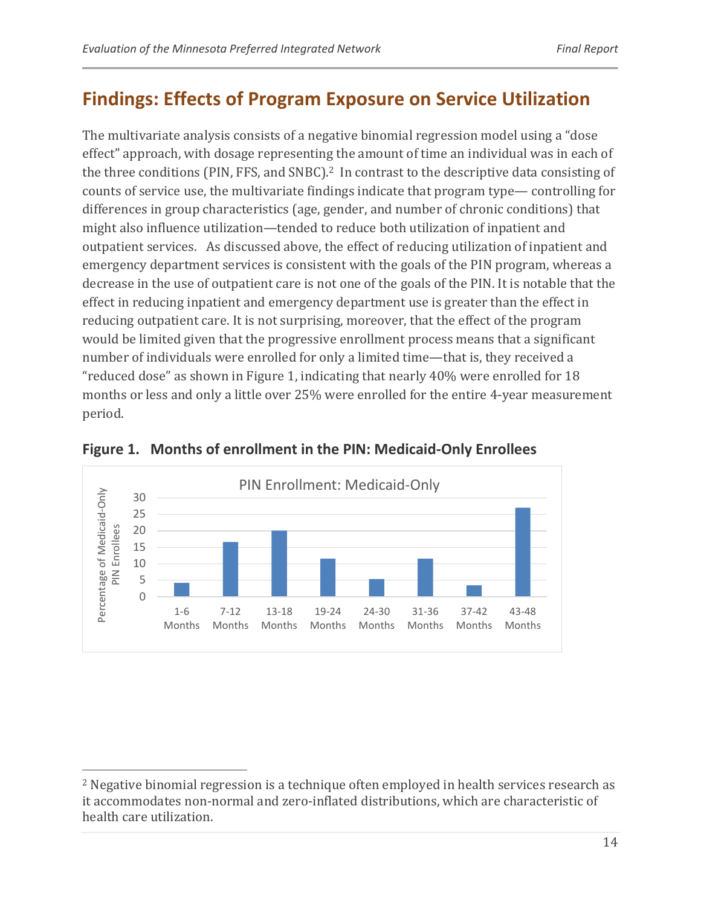## Findings: Effects of Program Exposure on Service Utilization

The multivariate analysis consists of a negative binomial regression model using a "dose effect" approach, with dosage representing the amount of time an individual was in each of the three conditions (PIN, FFS, and SNBC).[2] In contrast to the descriptive data consisting of counts of service use, the multivariate findings indicate that program type— controlling for differences in group characteristics (age, gender, and number of chronic conditions) that might also influence utilization—tended to reduce both utilization of inpatient and outpatient services. As discussed above, the effect of reducing utilization of inpatient and emergency department services is consistent with the goals of the PIN program, whereas a decrease in the use of outpatient care is not one of the goals of the PIN. It is notable that the effect in reducing inpatient and emergency department use is greater than the effect in reducing outpatient care. It is not surprising, moreover, that the effect of the program would be limited given that the progressive enrollment process means that a significant number of individuals were enrolled for only a limited time—that is, they received a "reduced dose" as shown in Figure 1, indicating that nearly 40% were enrolled for 18 months or less and only a little over 25% were enrolled for the entire 4-year measurement period.

**Figure 1. Months of enrollment in the PIN: Medicaid-Only Enrollees**

PIN Enrollment: Medicaid-Only

| Months | Percentage of Medicaid-Only PIN Enrollees (approx.) |
|---|---|
| 1-6 Months | 4 |
| 7-12 Months | 16.5 |
| 13-18 Months | 20 |
| 19-24 Months | 11.5 |
| 24-30 Months | 5 |
| 31-36 Months | 11.5 |
| 37-42 Months | 3.5 |
| 43-48 Months | 27 |

[2] Negative binomial regression is a technique often employed in health services research as it accommodates non-normal and zero-inflated distributions, which are characteristic of health care utilization.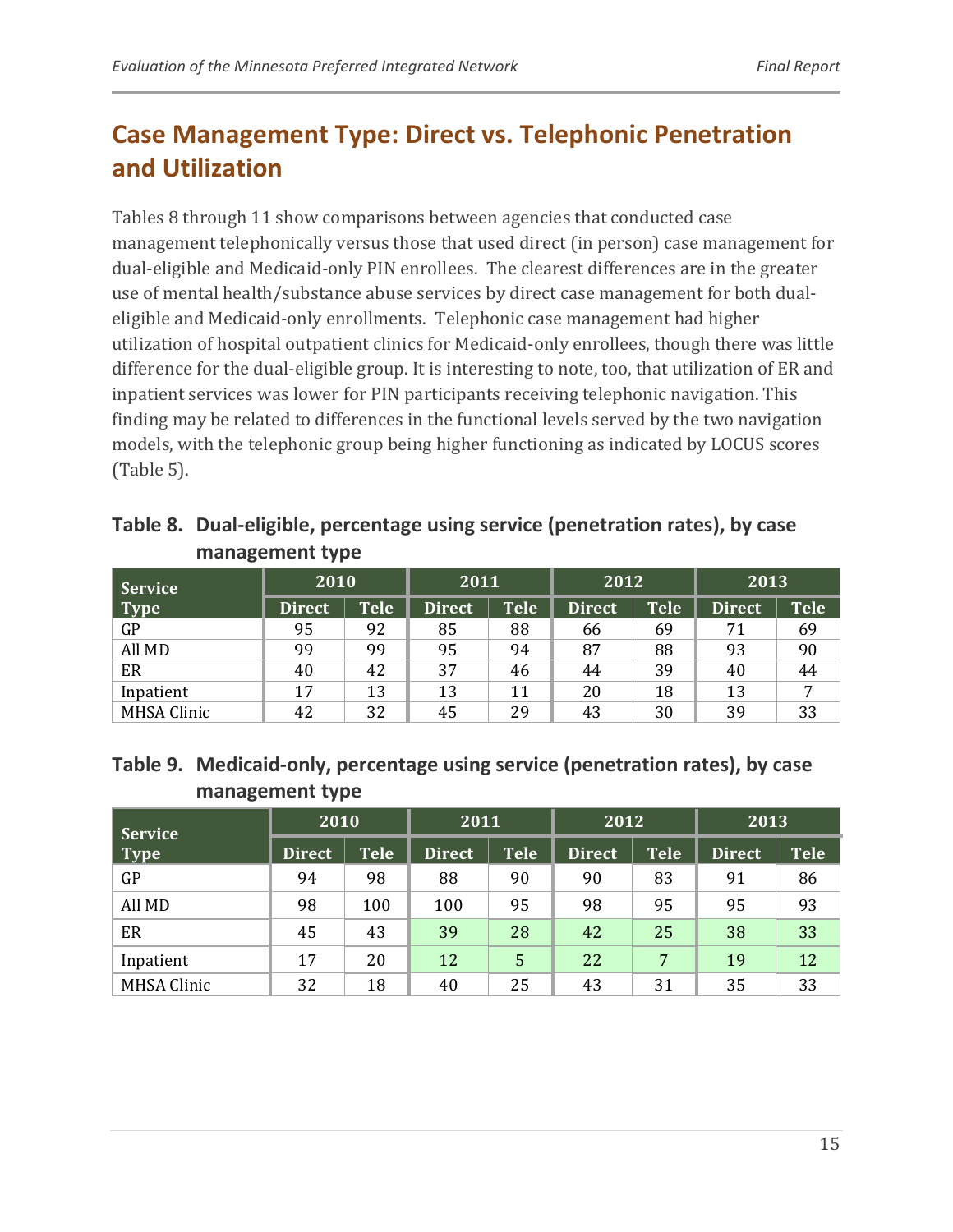## Case Management Type: Direct vs. Telephonic Penetration and Utilization

Tables 8 through 11 show comparisons between agencies that conducted case management telephonically versus those that used direct (in person) case management for dual-eligible and Medicaid-only PIN enrollees. The clearest differences are in the greater use of mental health/substance abuse services by direct case management for both dual-eligible and Medicaid-only enrollments. Telephonic case management had higher utilization of hospital outpatient clinics for Medicaid-only enrollees, though there was little difference for the dual-eligible group. It is interesting to note, too, that utilization of ER and inpatient services was lower for PIN participants receiving telephonic navigation. This finding may be related to differences in the functional levels served by the two navigation models, with the telephonic group being higher functioning as indicated by LOCUS scores (Table 5).

### Table 8. Dual-eligible, percentage using service (penetration rates), by case management type

| Service Type | 2010 | | 2011 | | 2012 | | 2013 | |
|---|---|---|---|---|---|---|---|---|
| | Direct | Tele | Direct | Tele | Direct | Tele | Direct | Tele |
| GP | 95 | 92 | 85 | 88 | 66 | 69 | 71 | 69 |
| All MD | 99 | 99 | 95 | 94 | 87 | 88 | 93 | 90 |
| ER | 40 | 42 | 37 | 46 | 44 | 39 | 40 | 44 |
| Inpatient | 17 | 13 | 13 | 11 | 20 | 18 | 13 | 7 |
| MHSA Clinic | 42 | 32 | 45 | 29 | 43 | 30 | 39 | 33 |

### Table 9. Medicaid-only, percentage using service (penetration rates), by case management type

| Service Type | 2010 | | 2011 | | 2012 | | 2013 | |
|---|---|---|---|---|---|---|---|---|
| | Direct | Tele | Direct | Tele | Direct | Tele | Direct | Tele |
| GP | 94 | 98 | 88 | 90 | 90 | 83 | 91 | 86 |
| All MD | 98 | 100 | 100 | 95 | 98 | 95 | 95 | 93 |
| ER | 45 | 43 | 39 | 28 | 42 | 25 | 38 | 33 |
| Inpatient | 17 | 20 | 12 | 5 | 22 | 7 | 19 | 12 |
| MHSA Clinic | 32 | 18 | 40 | 25 | 43 | 31 | 35 | 33 |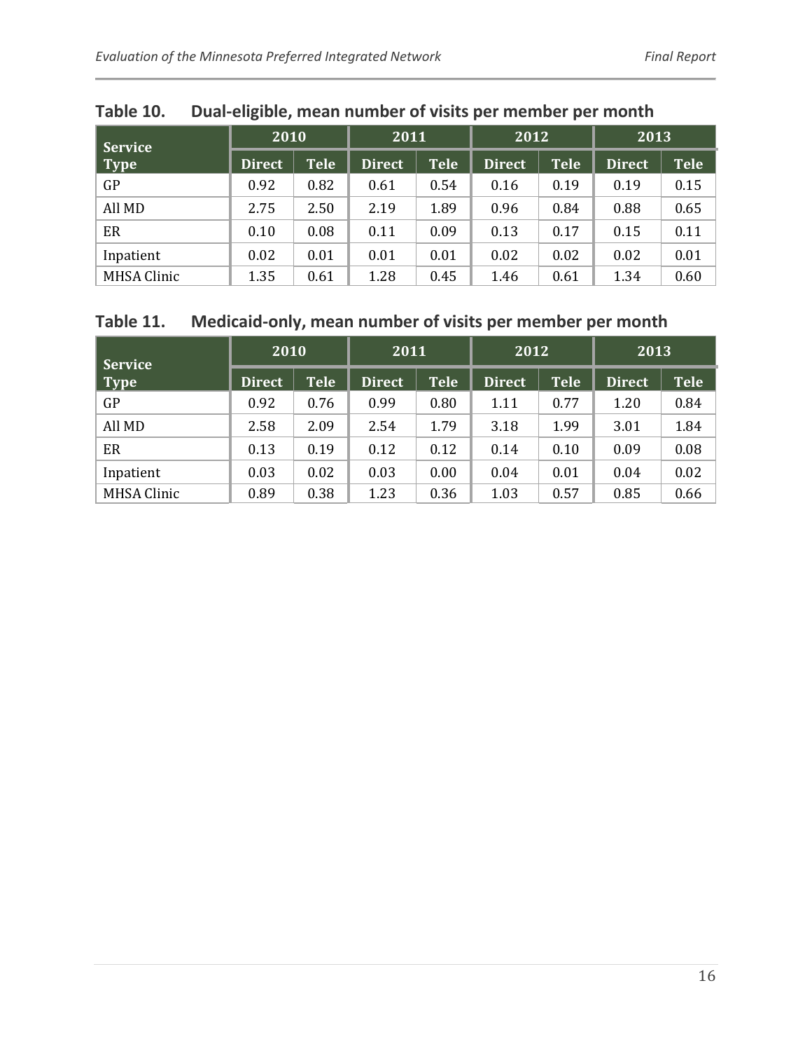**Table 10. Dual-eligible, mean number of visits per member per month**

| Service Type | 2010 | | 2011 | | 2012 | | 2013 | |
|---|---|---|---|---|---|---|---|---|
| | Direct | Tele | Direct | Tele | Direct | Tele | Direct | Tele |
| GP | 0.92 | 0.82 | 0.61 | 0.54 | 0.16 | 0.19 | 0.19 | 0.15 |
| All MD | 2.75 | 2.50 | 2.19 | 1.89 | 0.96 | 0.84 | 0.88 | 0.65 |
| ER | 0.10 | 0.08 | 0.11 | 0.09 | 0.13 | 0.17 | 0.15 | 0.11 |
| Inpatient | 0.02 | 0.01 | 0.01 | 0.01 | 0.02 | 0.02 | 0.02 | 0.01 |
| MHSA Clinic | 1.35 | 0.61 | 1.28 | 0.45 | 1.46 | 0.61 | 1.34 | 0.60 |

**Table 11. Medicaid-only, mean number of visits per member per month**

| Service Type | 2010 | | 2011 | | 2012 | | 2013 | |
|---|---|---|---|---|---|---|---|---|
| | Direct | Tele | Direct | Tele | Direct | Tele | Direct | Tele |
| GP | 0.92 | 0.76 | 0.99 | 0.80 | 1.11 | 0.77 | 1.20 | 0.84 |
| All MD | 2.58 | 2.09 | 2.54 | 1.79 | 3.18 | 1.99 | 3.01 | 1.84 |
| ER | 0.13 | 0.19 | 0.12 | 0.12 | 0.14 | 0.10 | 0.09 | 0.08 |
| Inpatient | 0.03 | 0.02 | 0.03 | 0.00 | 0.04 | 0.01 | 0.04 | 0.02 |
| MHSA Clinic | 0.89 | 0.38 | 1.23 | 0.36 | 1.03 | 0.57 | 0.85 | 0.66 |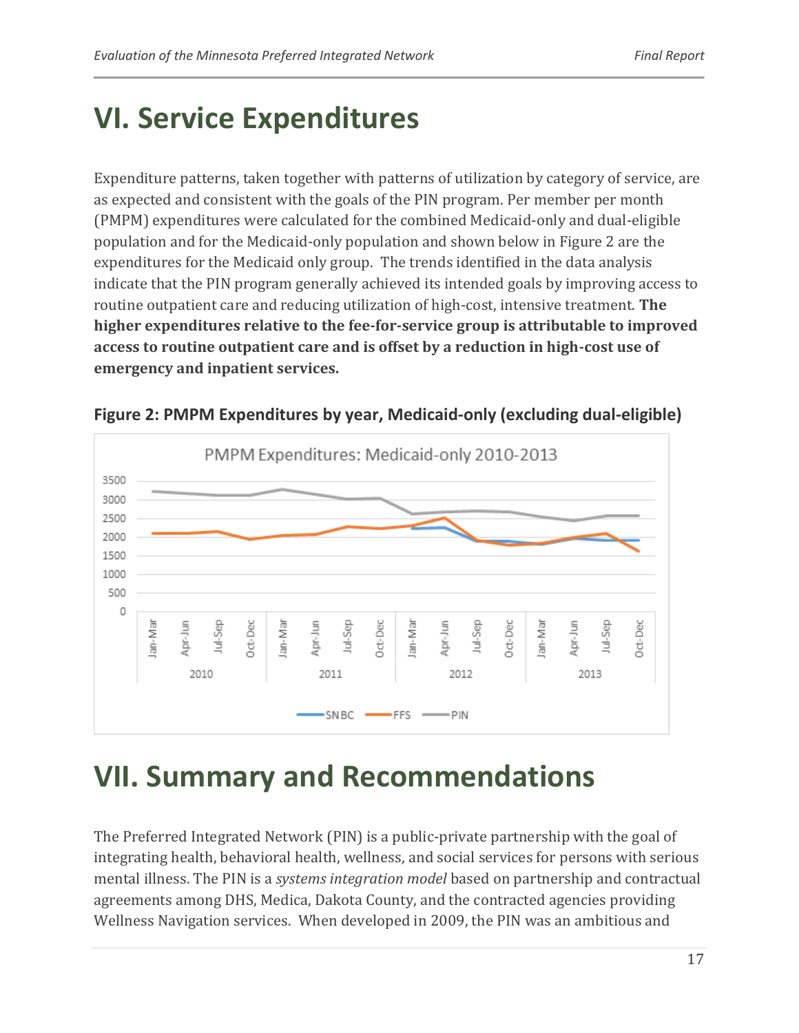# VI. Service Expenditures

Expenditure patterns, taken together with patterns of utilization by category of service, are as expected and consistent with the goals of the PIN program. Per member per month (PMPM) expenditures were calculated for the combined Medicaid-only and dual-eligible population and for the Medicaid-only population and shown below in Figure 2 are the expenditures for the Medicaid only group. The trends identified in the data analysis indicate that the PIN program generally achieved its intended goals by improving access to routine outpatient care and reducing utilization of high-cost, intensive treatment. **The higher expenditures relative to the fee-for-service group is attributable to improved access to routine outpatient care and is offset by a reduction in high-cost use of emergency and inpatient services.**

**Figure 2: PMPM Expenditures by year, Medicaid-only (excluding dual-eligible)**

# VII. Summary and Recommendations

The Preferred Integrated Network (PIN) is a public-private partnership with the goal of integrating health, behavioral health, wellness, and social services for persons with serious mental illness. The PIN is a *systems integration model* based on partnership and contractual agreements among DHS, Medica, Dakota County, and the contracted agencies providing Wellness Navigation services. When developed in 2009, the PIN was an ambitious and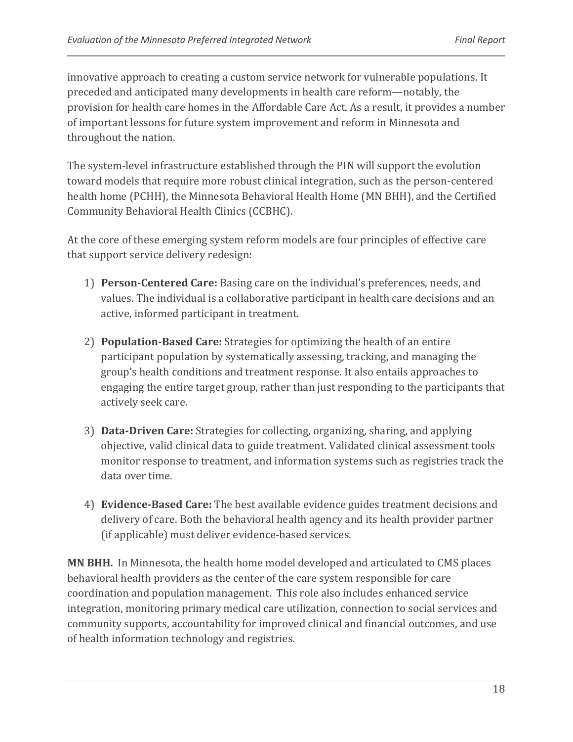innovative approach to creating a custom service network for vulnerable populations. It preceded and anticipated many developments in health care reform—notably, the provision for health care homes in the Affordable Care Act. As a result, it provides a number of important lessons for future system improvement and reform in Minnesota and throughout the nation.

The system-level infrastructure established through the PIN will support the evolution toward models that require more robust clinical integration, such as the person-centered health home (PCHH), the Minnesota Behavioral Health Home (MN BHH), and the Certified Community Behavioral Health Clinics (CCBHC).

At the core of these emerging system reform models are four principles of effective care that support service delivery redesign:

1) **Person-Centered Care:** Basing care on the individual's preferences, needs, and values. The individual is a collaborative participant in health care decisions and an active, informed participant in treatment.

2) **Population-Based Care:** Strategies for optimizing the health of an entire participant population by systematically assessing, tracking, and managing the group's health conditions and treatment response. It also entails approaches to engaging the entire target group, rather than just responding to the participants that actively seek care.

3) **Data-Driven Care:** Strategies for collecting, organizing, sharing, and applying objective, valid clinical data to guide treatment. Validated clinical assessment tools monitor response to treatment, and information systems such as registries track the data over time.

4) **Evidence-Based Care:** The best available evidence guides treatment decisions and delivery of care. Both the behavioral health agency and its health provider partner (if applicable) must deliver evidence-based services.

**MN BHH.** In Minnesota, the health home model developed and articulated to CMS places behavioral health providers as the center of the care system responsible for care coordination and population management. This role also includes enhanced service integration, monitoring primary medical care utilization, connection to social services and community supports, accountability for improved clinical and financial outcomes, and use of health information technology and registries.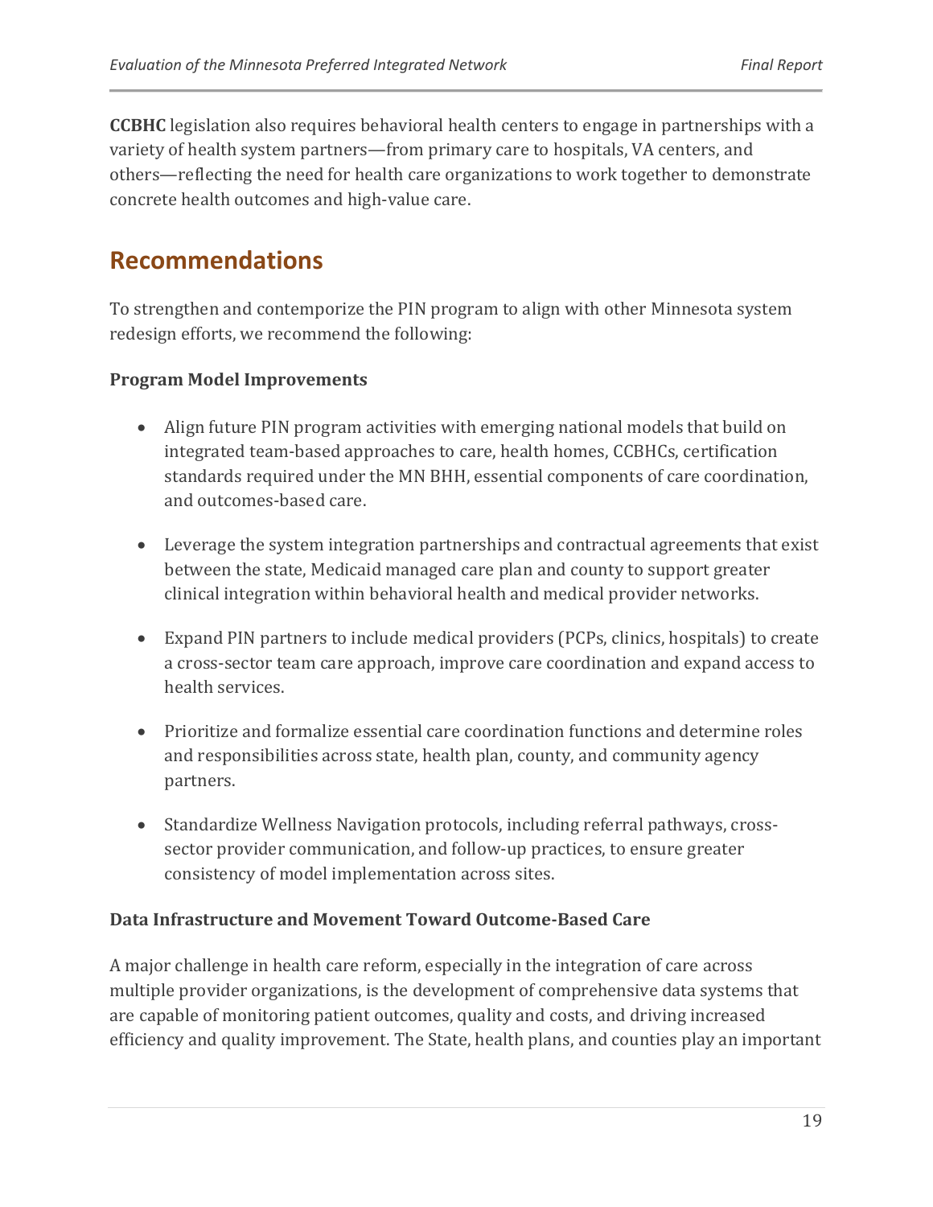**CCBHC** legislation also requires behavioral health centers to engage in partnerships with a variety of health system partners—from primary care to hospitals, VA centers, and others—reflecting the need for health care organizations to work together to demonstrate concrete health outcomes and high-value care.

## Recommendations

To strengthen and contemporize the PIN program to align with other Minnesota system redesign efforts, we recommend the following:

**Program Model Improvements**

- Align future PIN program activities with emerging national models that build on integrated team-based approaches to care, health homes, CCBHCs, certification standards required under the MN BHH, essential components of care coordination, and outcomes-based care.
- Leverage the system integration partnerships and contractual agreements that exist between the state, Medicaid managed care plan and county to support greater clinical integration within behavioral health and medical provider networks.
- Expand PIN partners to include medical providers (PCPs, clinics, hospitals) to create a cross-sector team care approach, improve care coordination and expand access to health services.
- Prioritize and formalize essential care coordination functions and determine roles and responsibilities across state, health plan, county, and community agency partners.
- Standardize Wellness Navigation protocols, including referral pathways, cross-sector provider communication, and follow-up practices, to ensure greater consistency of model implementation across sites.

**Data Infrastructure and Movement Toward Outcome-Based Care**

A major challenge in health care reform, especially in the integration of care across multiple provider organizations, is the development of comprehensive data systems that are capable of monitoring patient outcomes, quality and costs, and driving increased efficiency and quality improvement. The State, health plans, and counties play an important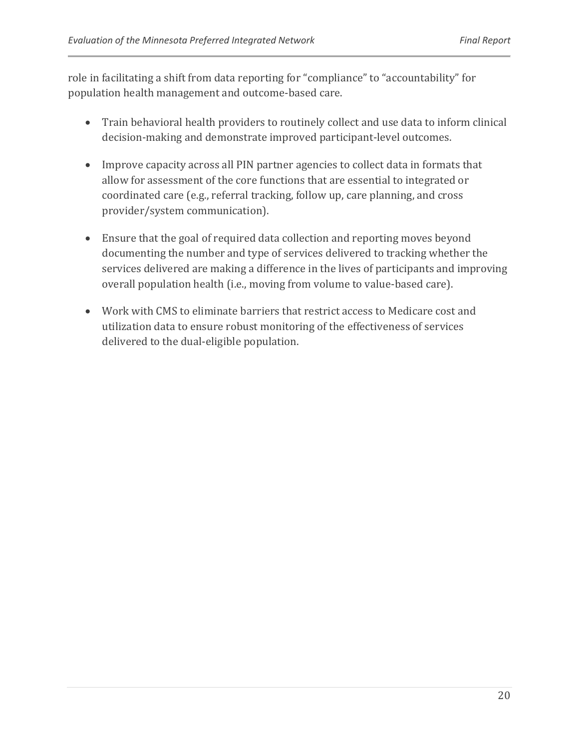role in facilitating a shift from data reporting for “compliance” to “accountability” for population health management and outcome-based care.

- Train behavioral health providers to routinely collect and use data to inform clinical decision-making and demonstrate improved participant-level outcomes.
- Improve capacity across all PIN partner agencies to collect data in formats that allow for assessment of the core functions that are essential to integrated or coordinated care (e.g., referral tracking, follow up, care planning, and cross provider/system communication).
- Ensure that the goal of required data collection and reporting moves beyond documenting the number and type of services delivered to tracking whether the services delivered are making a difference in the lives of participants and improving overall population health (i.e., moving from volume to value-based care).
- Work with CMS to eliminate barriers that restrict access to Medicare cost and utilization data to ensure robust monitoring of the effectiveness of services delivered to the dual-eligible population.